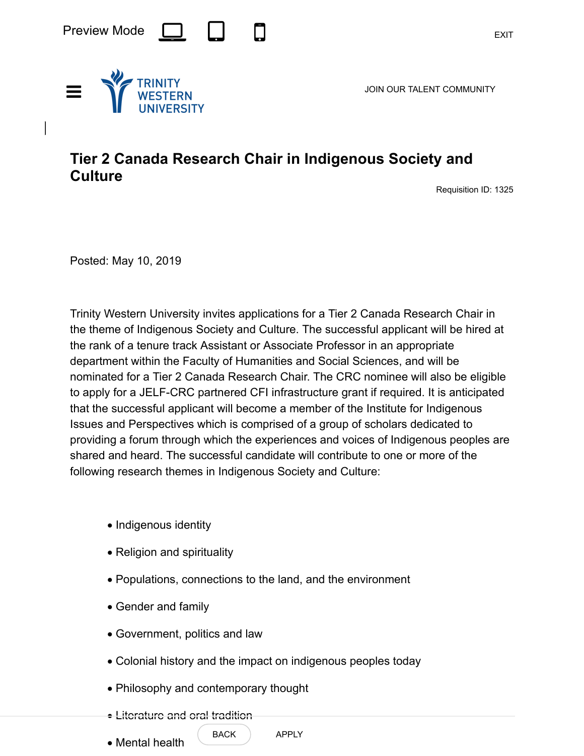# Tier 2 Canada Research Chair in Indigenous Society and Culture

Requisition ID: 1325

Posted: May 10, 2019

Trinity Western University invites applications for a Tier 2 Canada Research Chair in the theme of Indigenous Society and Culture. The successful applicant will be hired at the rank of a tenure track Assistant or Associate Professor in an appropriate department within the Faculty of Humanities and Social Sciences, and will be nominated for a Tier 2 Canada Research Chair. The CRC nominee will also be eligible to apply for a JELF-CRC partnered CFI infrastructure grant if required. It is anticipated that the successful applicant will become a member of the Institute for Indigenous Issues and Perspectives which is comprised of a group of scholars dedicated to providing a forum through which the experiences and voices of Indigenous peoples are shared and heard. The successful candidate will contribute to one or more of the following research themes in Indigenous Society and Culture:

- Indigenous identity
- Religion and spirituality
- Populations, connections to the land, and the environment
- Gender and family
- Government, politics and law
- Colonial history and the impact on indigenous peoples today
- Philosophy and contemporary thought
- Literature and oral tradition
- Mental health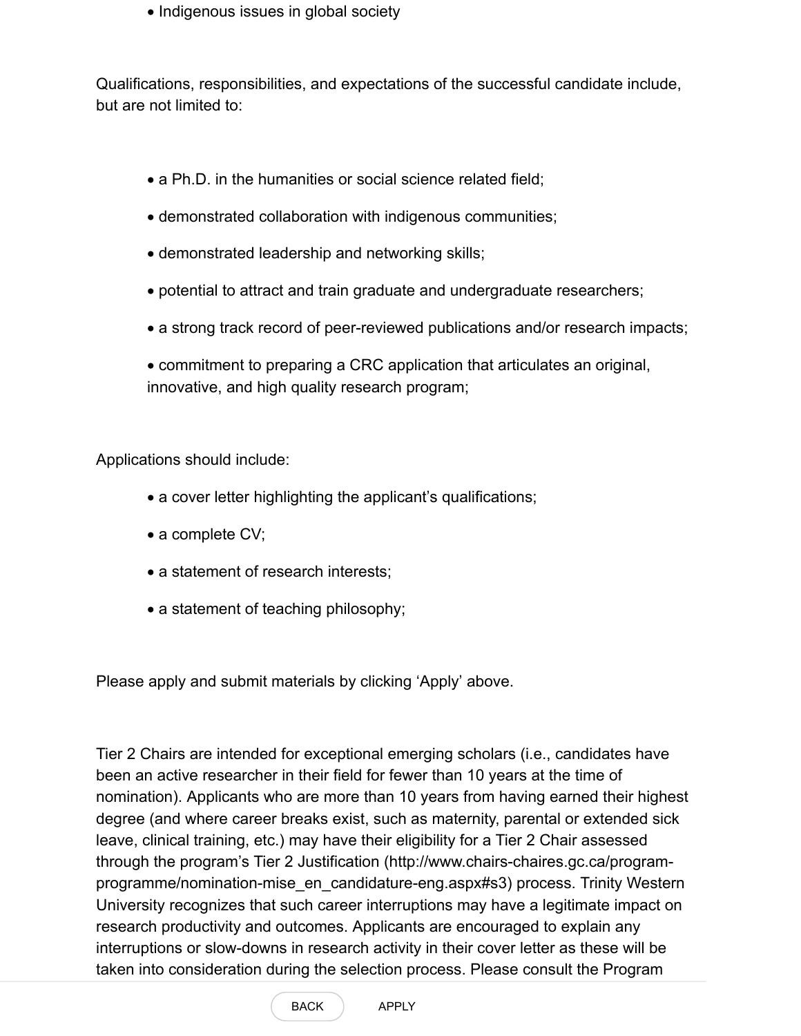- Indigenous issues in global society

Qualifications, responsibilities, and expectations of the successful candidate include, but are not limited to:

- a Ph.D. in the humanities or social science related field;
- demonstrated collaboration with indigenous communities;
- demonstrated leadership and networking skills;
- potential to attract and train graduate and undergraduate researchers;
- a strong track record of peer-reviewed publications and/or research impacts;
- commitment to preparing a CRC application that articulates an original, innovative, and high quality research program;

Applications should include:

- a cover letter highlighting the applicant's qualifications;
- a complete CV;
- a statement of research interests;
- a statement of teaching philosophy;

Please apply and submit materials by clicking 'Apply' above.

Tier 2 Chairs are intended for exceptional emerging scholars (i.e., candidates have been an active researcher in their field for fewer than 10 years at the time of nomination). Applicants who are more than 10 years from having earned their highest degree (and where career breaks exist, such as maternity, parental or extended sick leave, clinical training, etc.) may have their eligibility for a Tier 2 Chair assessed through the program's Tier 2 Justification (http://www.chairs-chaires.gc.ca/program-programme/nomination-mise_en_candidature-eng.aspx#s3) process. Trinity Western University recognizes that such career interruptions may have a legitimate impact on research productivity and outcomes. Applicants are encouraged to explain any interruptions or slow-downs in research activity in their cover letter as these will be taken into consideration during the selection process. Please consult the Program

BACK APPLY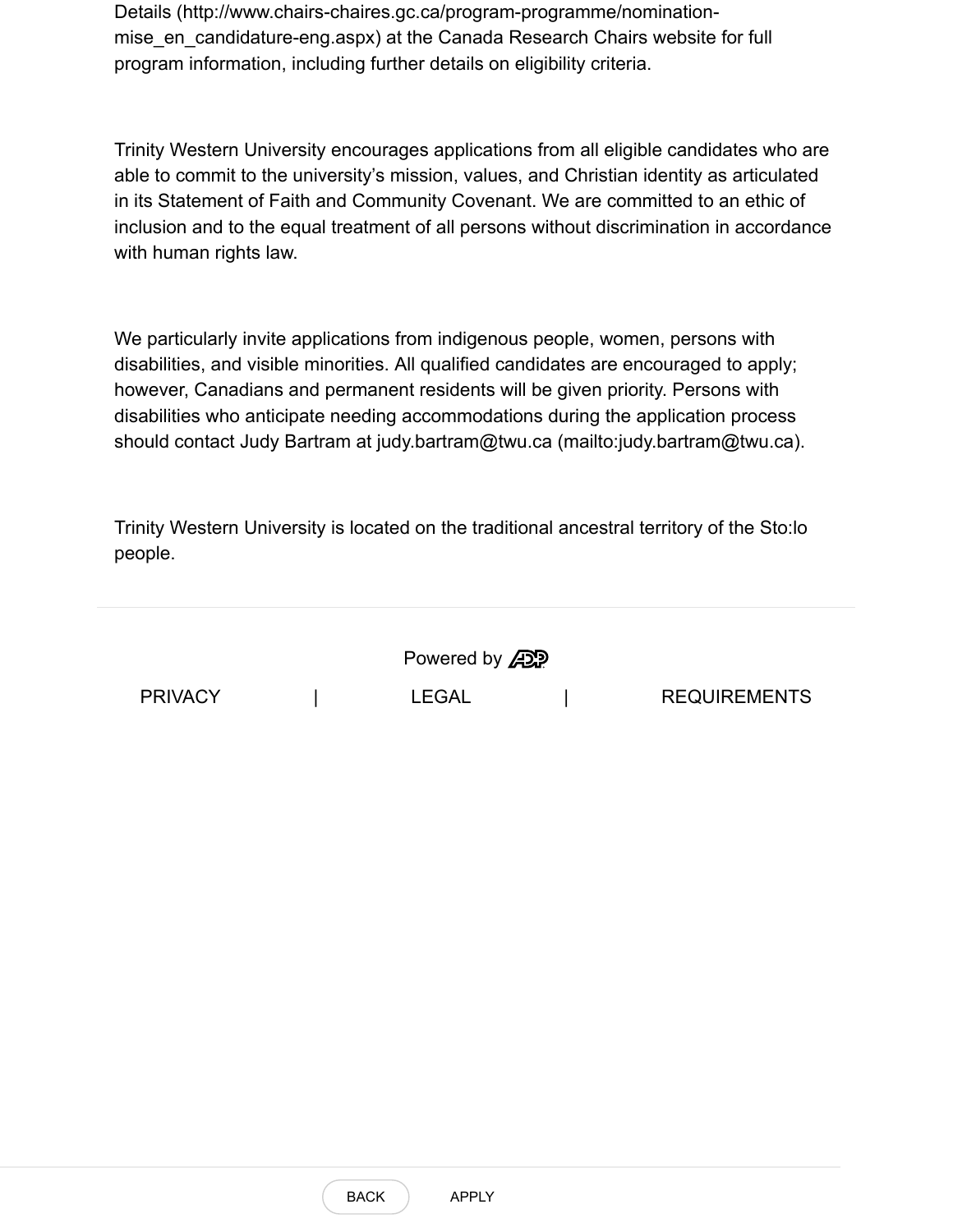Details (http://www.chairs-chaires.gc.ca/program-programme/nomination-mise_en_candidature-eng.aspx) at the Canada Research Chairs website for full program information, including further details on eligibility criteria.

Trinity Western University encourages applications from all eligible candidates who are able to commit to the university's mission, values, and Christian identity as articulated in its Statement of Faith and Community Covenant. We are committed to an ethic of inclusion and to the equal treatment of all persons without discrimination in accordance with human rights law.

We particularly invite applications from indigenous people, women, persons with disabilities, and visible minorities. All qualified candidates are encouraged to apply; however, Canadians and permanent residents will be given priority. Persons with disabilities who anticipate needing accommodations during the application process should contact Judy Bartram at judy.bartram@twu.ca (mailto:judy.bartram@twu.ca).

Trinity Western University is located on the traditional ancestral territory of the Sto:lo people.

Powered by ADP

PRIVACY | LEGAL | REQUIREMENTS

BACK APPLY